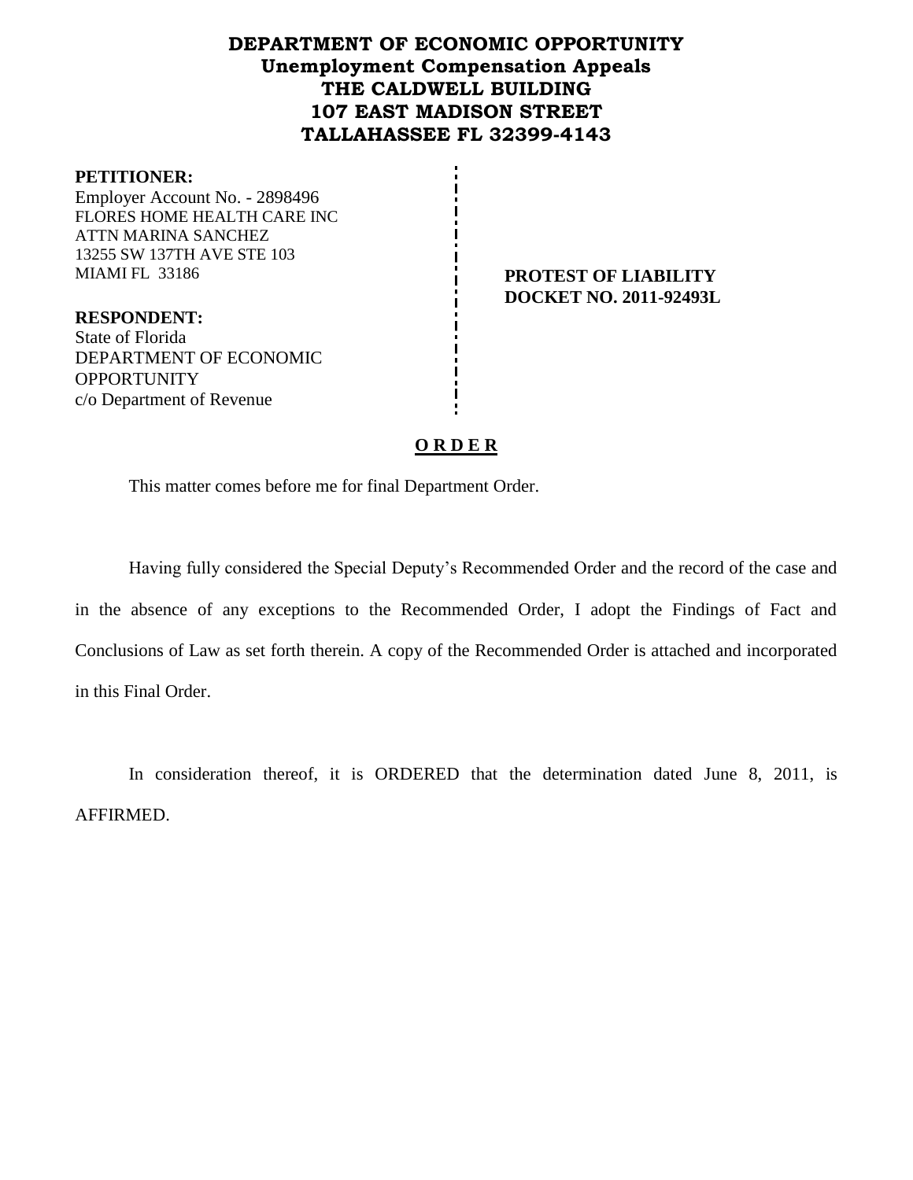# DEPARTMENT OF ECONOMIC OPPORTUNITY
## Unemployment Compensation Appeals
## THE CALDWELL BUILDING
## 107 EAST MADISON STREET
## TALLAHASSEE FL 32399-4143

**PETITIONER:**
Employer Account No. - 2898496
FLORES HOME HEALTH CARE INC
ATTN MARINA SANCHEZ
13255 SW 137TH AVE STE 103
MIAMI FL 33186

**PROTEST OF LIABILITY**
**DOCKET NO. 2011-92493L**

**RESPONDENT:**
State of Florida
DEPARTMENT OF ECONOMIC OPPORTUNITY
c/o Department of Revenue

**O R D E R**

This matter comes before me for final Department Order.

Having fully considered the Special Deputy's Recommended Order and the record of the case and in the absence of any exceptions to the Recommended Order, I adopt the Findings of Fact and Conclusions of Law as set forth therein. A copy of the Recommended Order is attached and incorporated in this Final Order.

In consideration thereof, it is ORDERED that the determination dated June 8, 2011, is AFFIRMED.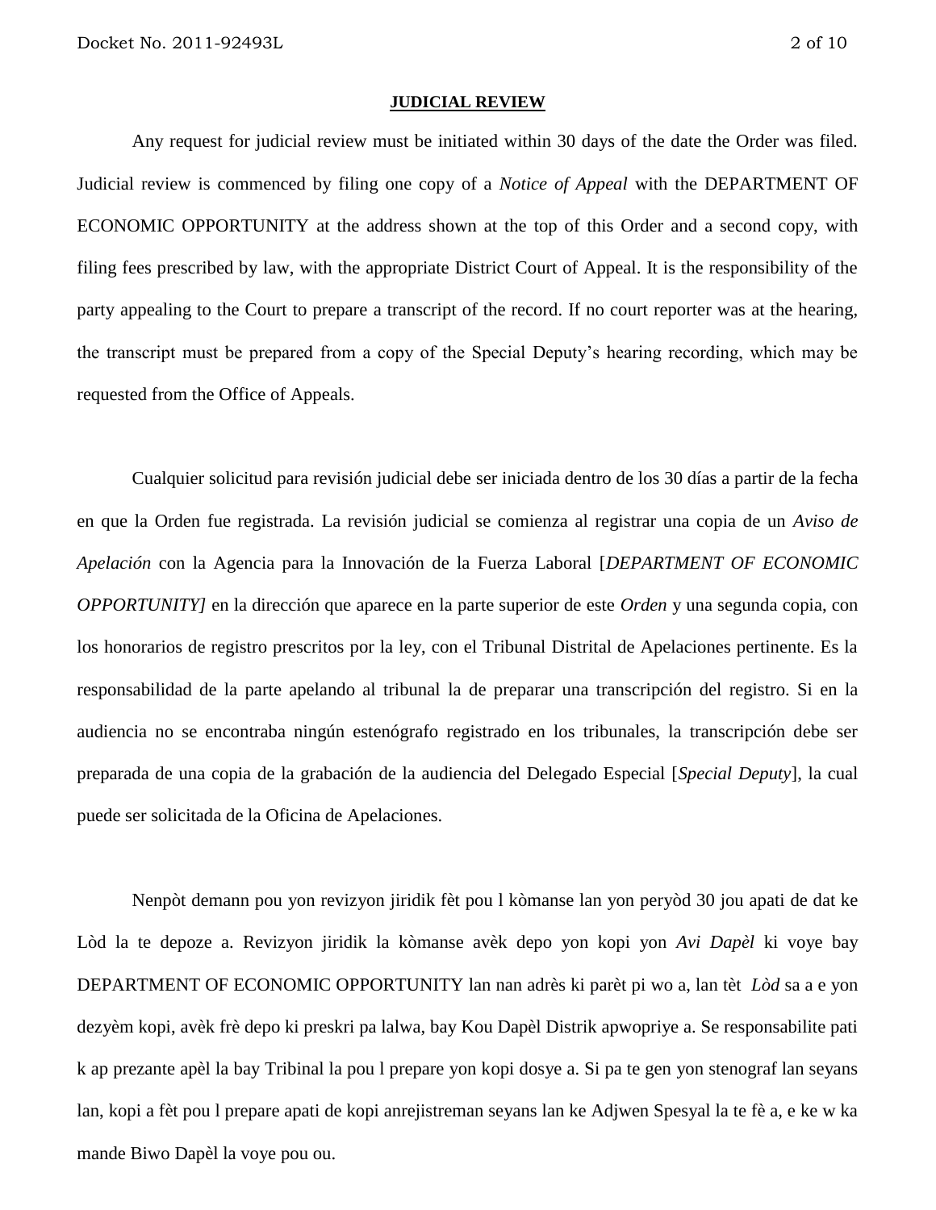**JUDICIAL REVIEW**

Any request for judicial review must be initiated within 30 days of the date the Order was filed. Judicial review is commenced by filing one copy of a *Notice of Appeal* with the DEPARTMENT OF ECONOMIC OPPORTUNITY at the address shown at the top of this Order and a second copy, with filing fees prescribed by law, with the appropriate District Court of Appeal. It is the responsibility of the party appealing to the Court to prepare a transcript of the record. If no court reporter was at the hearing, the transcript must be prepared from a copy of the Special Deputy's hearing recording, which may be requested from the Office of Appeals.

Cualquier solicitud para revisión judicial debe ser iniciada dentro de los 30 días a partir de la fecha en que la Orden fue registrada. La revisión judicial se comienza al registrar una copia de un *Aviso de Apelación* con la Agencia para la Innovación de la Fuerza Laboral [*DEPARTMENT OF ECONOMIC OPPORTUNITY]* en la dirección que aparece en la parte superior de este *Orden* y una segunda copia, con los honorarios de registro prescritos por la ley, con el Tribunal Distrital de Apelaciones pertinente. Es la responsabilidad de la parte apelando al tribunal la de preparar una transcripción del registro. Si en la audiencia no se encontraba ningún estenógrafo registrado en los tribunales, la transcripción debe ser preparada de una copia de la grabación de la audiencia del Delegado Especial [*Special Deputy*], la cual puede ser solicitada de la Oficina de Apelaciones.

Nenpòt demann pou yon revizyon jiridik fèt pou l kòmanse lan yon peryòd 30 jou apati de dat ke Lòd la te depoze a. Revizyon jiridik la kòmanse avèk depo yon kopi yon *Avi Dapèl* ki voye bay DEPARTMENT OF ECONOMIC OPPORTUNITY lan nan adrès ki parèt pi wo a, lan tèt *Lòd* sa a e yon dezyèm kopi, avèk frè depo ki preskri pa lalwa, bay Kou Dapèl Distrik apwopriye a. Se responsabilite pati k ap prezante apèl la bay Tribinal la pou l prepare yon kopi dosye a. Si pa te gen yon stenograf lan seyans lan, kopi a fèt pou l prepare apati de kopi anrejistreman seyans lan ke Adjwen Spesyal la te fè a, e ke w ka mande Biwo Dapèl la voye pou ou.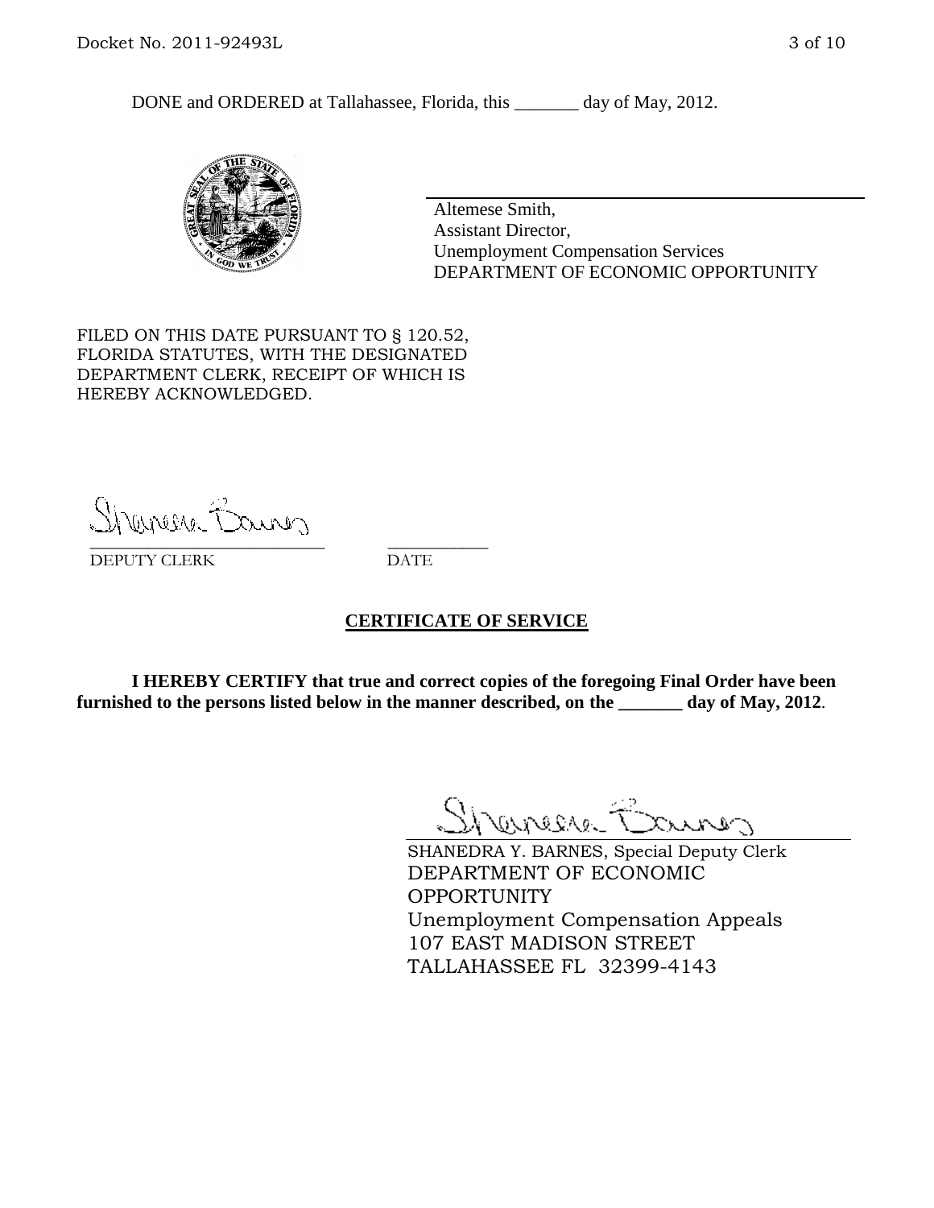DONE and ORDERED at Tallahassee, Florida, this _______ day of May, 2012.

Altemese Smith,
Assistant Director,
Unemployment Compensation Services
DEPARTMENT OF ECONOMIC OPPORTUNITY

FILED ON THIS DATE PURSUANT TO § 120.52, FLORIDA STATUTES, WITH THE DESIGNATED DEPARTMENT CLERK, RECEIPT OF WHICH IS HEREBY ACKNOWLEDGED.

___________________________ ___________
DEPUTY CLERK DATE

## CERTIFICATE OF SERVICE

**I HEREBY CERTIFY that true and correct copies of the foregoing Final Order have been furnished to the persons listed below in the manner described, on the _______ day of May, 2012.**

SHANEDRA Y. BARNES, Special Deputy Clerk
DEPARTMENT OF ECONOMIC OPPORTUNITY
Unemployment Compensation Appeals
107 EAST MADISON STREET
TALLAHASSEE FL 32399-4143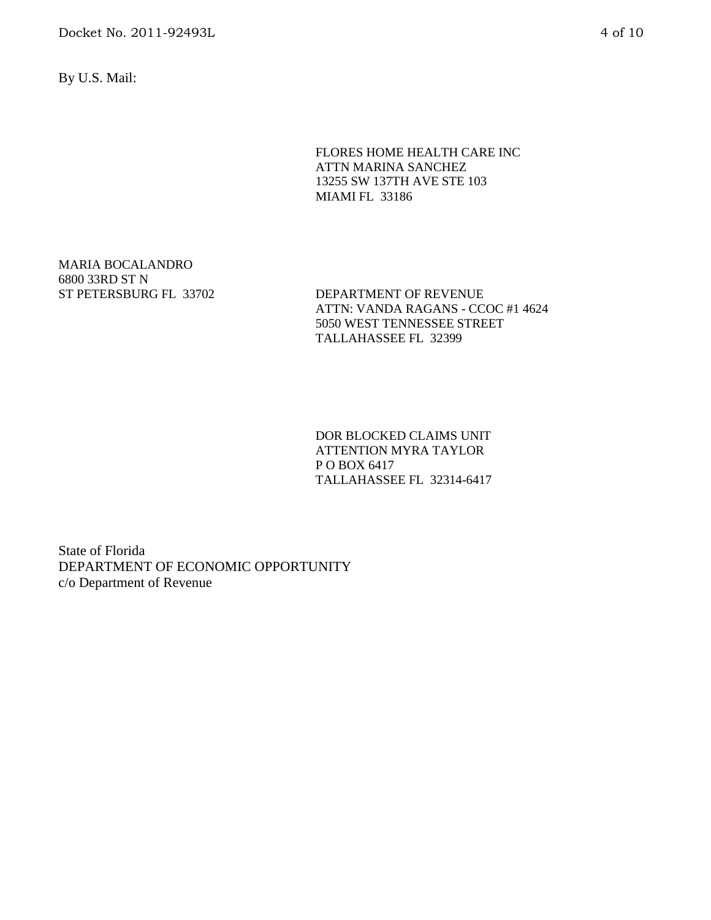By U.S. Mail:

FLORES HOME HEALTH CARE INC  
ATTN MARINA SANCHEZ  
13255 SW 137TH AVE STE 103  
MIAMI FL 33186

MARIA BOCALANDRO  
6800 33RD ST N  
ST PETERSBURG FL 33702

DEPARTMENT OF REVENUE  
ATTN: VANDA RAGANS - CCOC #1 4624  
5050 WEST TENNESSEE STREET  
TALLAHASSEE FL 32399

DOR BLOCKED CLAIMS UNIT  
ATTENTION MYRA TAYLOR  
P O BOX 6417  
TALLAHASSEE FL 32314-6417

State of Florida  
DEPARTMENT OF ECONOMIC OPPORTUNITY  
c/o Department of Revenue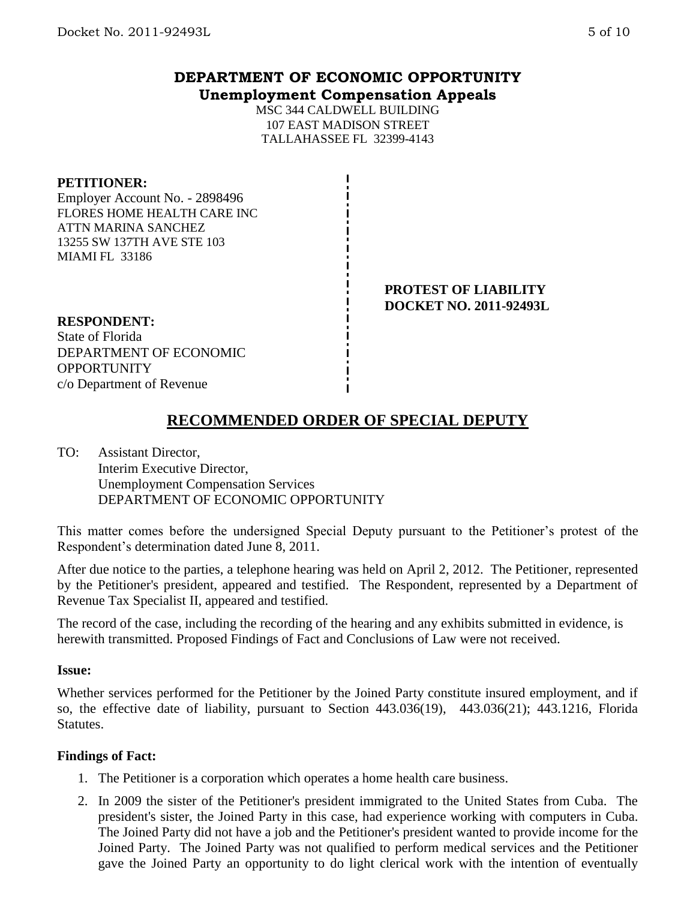# DEPARTMENT OF ECONOMIC OPPORTUNITY
## Unemployment Compensation Appeals

MSC 344 CALDWELL BUILDING
107 EAST MADISON STREET
TALLAHASSEE FL 32399-4143

**PETITIONER:**
Employer Account No. - 2898496
FLORES HOME HEALTH CARE INC
ATTN MARINA SANCHEZ
13255 SW 137TH AVE STE 103
MIAMI FL 33186

**PROTEST OF LIABILITY**
**DOCKET NO. 2011-92493L**

**RESPONDENT:**
State of Florida
DEPARTMENT OF ECONOMIC OPPORTUNITY
c/o Department of Revenue

## RECOMMENDED ORDER OF SPECIAL DEPUTY

TO: Assistant Director,
Interim Executive Director,
Unemployment Compensation Services
DEPARTMENT OF ECONOMIC OPPORTUNITY

This matter comes before the undersigned Special Deputy pursuant to the Petitioner's protest of the Respondent's determination dated June 8, 2011.

After due notice to the parties, a telephone hearing was held on April 2, 2012. The Petitioner, represented by the Petitioner's president, appeared and testified. The Respondent, represented by a Department of Revenue Tax Specialist II, appeared and testified.

The record of the case, including the recording of the hearing and any exhibits submitted in evidence, is herewith transmitted. Proposed Findings of Fact and Conclusions of Law were not received.

**Issue:**

Whether services performed for the Petitioner by the Joined Party constitute insured employment, and if so, the effective date of liability, pursuant to Section 443.036(19), 443.036(21); 443.1216, Florida Statutes.

**Findings of Fact:**

1. The Petitioner is a corporation which operates a home health care business.
2. In 2009 the sister of the Petitioner's president immigrated to the United States from Cuba. The president's sister, the Joined Party in this case, had experience working with computers in Cuba. The Joined Party did not have a job and the Petitioner's president wanted to provide income for the Joined Party. The Joined Party was not qualified to perform medical services and the Petitioner gave the Joined Party an opportunity to do light clerical work with the intention of eventually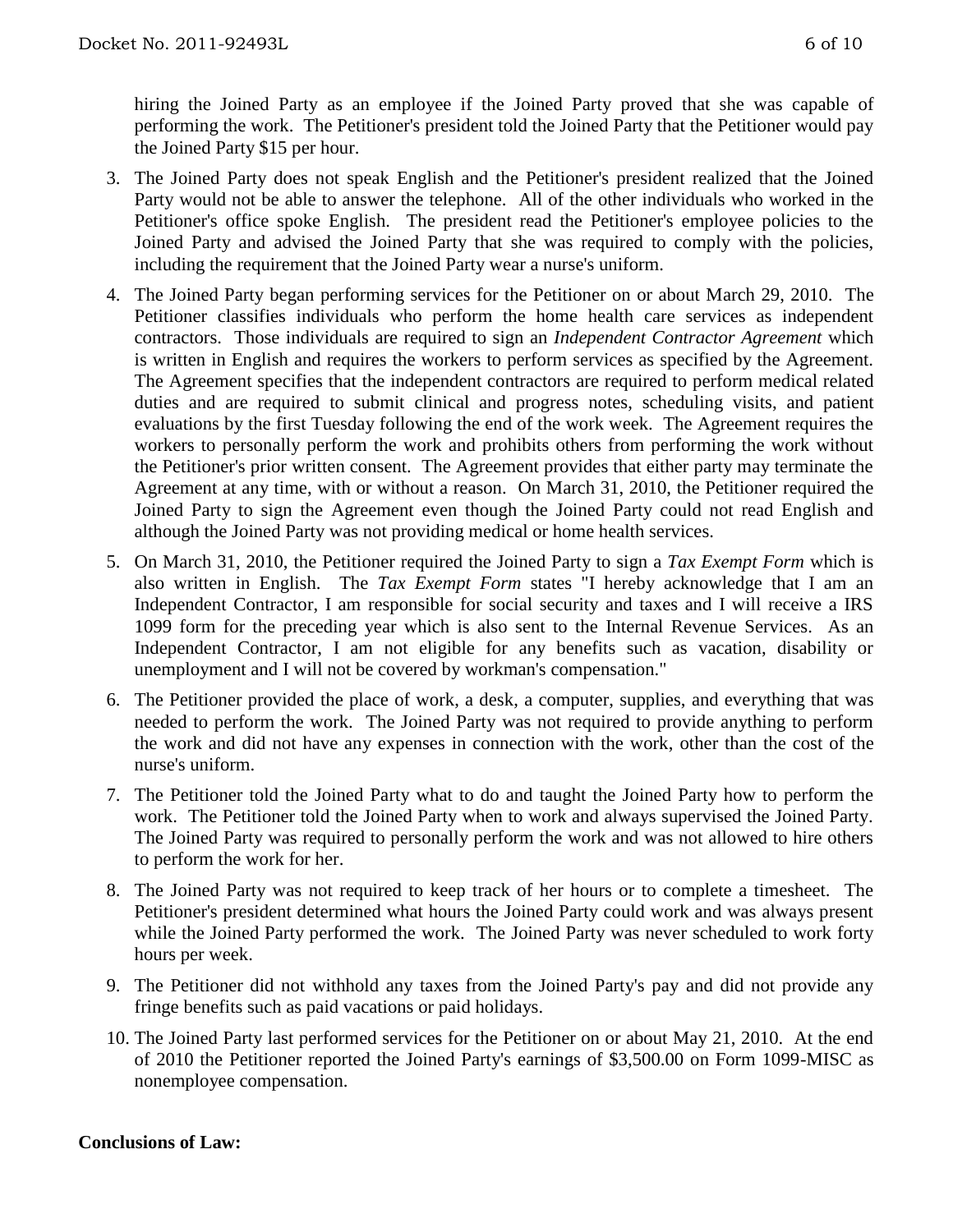hiring the Joined Party as an employee if the Joined Party proved that she was capable of performing the work. The Petitioner's president told the Joined Party that the Petitioner would pay the Joined Party $15 per hour.

3. The Joined Party does not speak English and the Petitioner's president realized that the Joined Party would not be able to answer the telephone. All of the other individuals who worked in the Petitioner's office spoke English. The president read the Petitioner's employee policies to the Joined Party and advised the Joined Party that she was required to comply with the policies, including the requirement that the Joined Party wear a nurse's uniform.

4. The Joined Party began performing services for the Petitioner on or about March 29, 2010. The Petitioner classifies individuals who perform the home health care services as independent contractors. Those individuals are required to sign an *Independent Contractor Agreement* which is written in English and requires the workers to perform services as specified by the Agreement. The Agreement specifies that the independent contractors are required to perform medical related duties and are required to submit clinical and progress notes, scheduling visits, and patient evaluations by the first Tuesday following the end of the work week. The Agreement requires the workers to personally perform the work and prohibits others from performing the work without the Petitioner's prior written consent. The Agreement provides that either party may terminate the Agreement at any time, with or without a reason. On March 31, 2010, the Petitioner required the Joined Party to sign the Agreement even though the Joined Party could not read English and although the Joined Party was not providing medical or home health services.

5. On March 31, 2010, the Petitioner required the Joined Party to sign a *Tax Exempt Form* which is also written in English. The *Tax Exempt Form* states "I hereby acknowledge that I am an Independent Contractor, I am responsible for social security and taxes and I will receive a IRS 1099 form for the preceding year which is also sent to the Internal Revenue Services. As an Independent Contractor, I am not eligible for any benefits such as vacation, disability or unemployment and I will not be covered by workman's compensation."

6. The Petitioner provided the place of work, a desk, a computer, supplies, and everything that was needed to perform the work. The Joined Party was not required to provide anything to perform the work and did not have any expenses in connection with the work, other than the cost of the nurse's uniform.

7. The Petitioner told the Joined Party what to do and taught the Joined Party how to perform the work. The Petitioner told the Joined Party when to work and always supervised the Joined Party. The Joined Party was required to personally perform the work and was not allowed to hire others to perform the work for her.

8. The Joined Party was not required to keep track of her hours or to complete a timesheet. The Petitioner's president determined what hours the Joined Party could work and was always present while the Joined Party performed the work. The Joined Party was never scheduled to work forty hours per week.

9. The Petitioner did not withhold any taxes from the Joined Party's pay and did not provide any fringe benefits such as paid vacations or paid holidays.

10. The Joined Party last performed services for the Petitioner on or about May 21, 2010. At the end of 2010 the Petitioner reported the Joined Party's earnings of $3,500.00 on Form 1099-MISC as nonemployee compensation.

**Conclusions of Law:**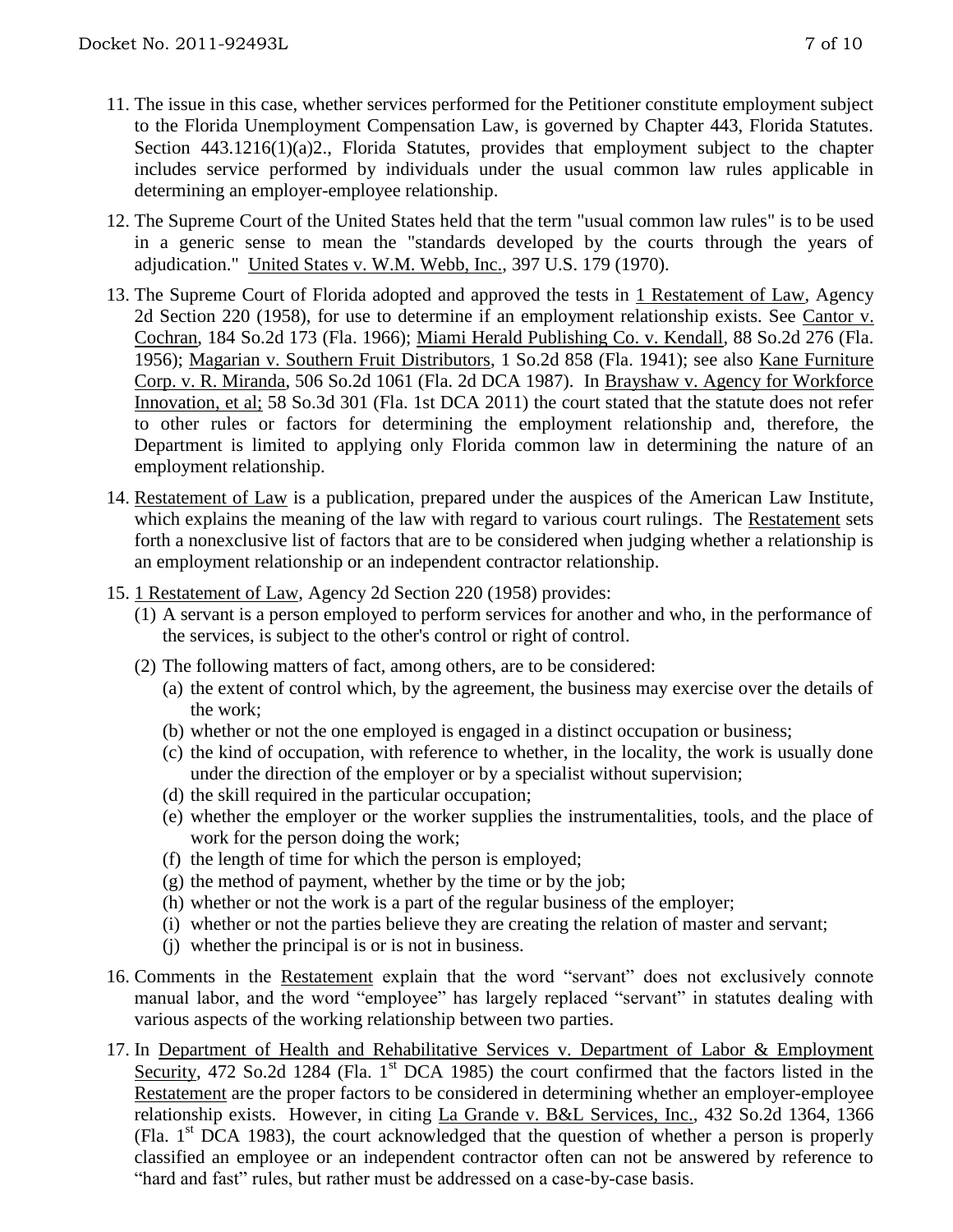11. The issue in this case, whether services performed for the Petitioner constitute employment subject to the Florida Unemployment Compensation Law, is governed by Chapter 443, Florida Statutes. Section 443.1216(1)(a)2., Florida Statutes, provides that employment subject to the chapter includes service performed by individuals under the usual common law rules applicable in determining an employer-employee relationship.

12. The Supreme Court of the United States held that the term "usual common law rules" is to be used in a generic sense to mean the "standards developed by the courts through the years of adjudication." United States v. W.M. Webb, Inc., 397 U.S. 179 (1970).

13. The Supreme Court of Florida adopted and approved the tests in 1 Restatement of Law, Agency 2d Section 220 (1958), for use to determine if an employment relationship exists. See Cantor v. Cochran, 184 So.2d 173 (Fla. 1966); Miami Herald Publishing Co. v. Kendall, 88 So.2d 276 (Fla. 1956); Magarian v. Southern Fruit Distributors, 1 So.2d 858 (Fla. 1941); see also Kane Furniture Corp. v. R. Miranda, 506 So.2d 1061 (Fla. 2d DCA 1987). In Brayshaw v. Agency for Workforce Innovation, et al; 58 So.3d 301 (Fla. 1st DCA 2011) the court stated that the statute does not refer to other rules or factors for determining the employment relationship and, therefore, the Department is limited to applying only Florida common law in determining the nature of an employment relationship.

14. Restatement of Law is a publication, prepared under the auspices of the American Law Institute, which explains the meaning of the law with regard to various court rulings. The Restatement sets forth a nonexclusive list of factors that are to be considered when judging whether a relationship is an employment relationship or an independent contractor relationship.

15. 1 Restatement of Law, Agency 2d Section 220 (1958) provides:
    (1) A servant is a person employed to perform services for another and who, in the performance of the services, is subject to the other's control or right of control.
    (2) The following matters of fact, among others, are to be considered:
        (a) the extent of control which, by the agreement, the business may exercise over the details of the work;
        (b) whether or not the one employed is engaged in a distinct occupation or business;
        (c) the kind of occupation, with reference to whether, in the locality, the work is usually done under the direction of the employer or by a specialist without supervision;
        (d) the skill required in the particular occupation;
        (e) whether the employer or the worker supplies the instrumentalities, tools, and the place of work for the person doing the work;
        (f) the length of time for which the person is employed;
        (g) the method of payment, whether by the time or by the job;
        (h) whether or not the work is a part of the regular business of the employer;
        (i) whether or not the parties believe they are creating the relation of master and servant;
        (j) whether the principal is or is not in business.

16. Comments in the Restatement explain that the word "servant" does not exclusively connote manual labor, and the word "employee" has largely replaced "servant" in statutes dealing with various aspects of the working relationship between two parties.

17. In Department of Health and Rehabilitative Services v. Department of Labor & Employment Security, 472 So.2d 1284 (Fla. 1st DCA 1985) the court confirmed that the factors listed in the Restatement are the proper factors to be considered in determining whether an employer-employee relationship exists. However, in citing La Grande v. B&L Services, Inc., 432 So.2d 1364, 1366 (Fla. 1st DCA 1983), the court acknowledged that the question of whether a person is properly classified an employee or an independent contractor often can not be answered by reference to "hard and fast" rules, but rather must be addressed on a case-by-case basis.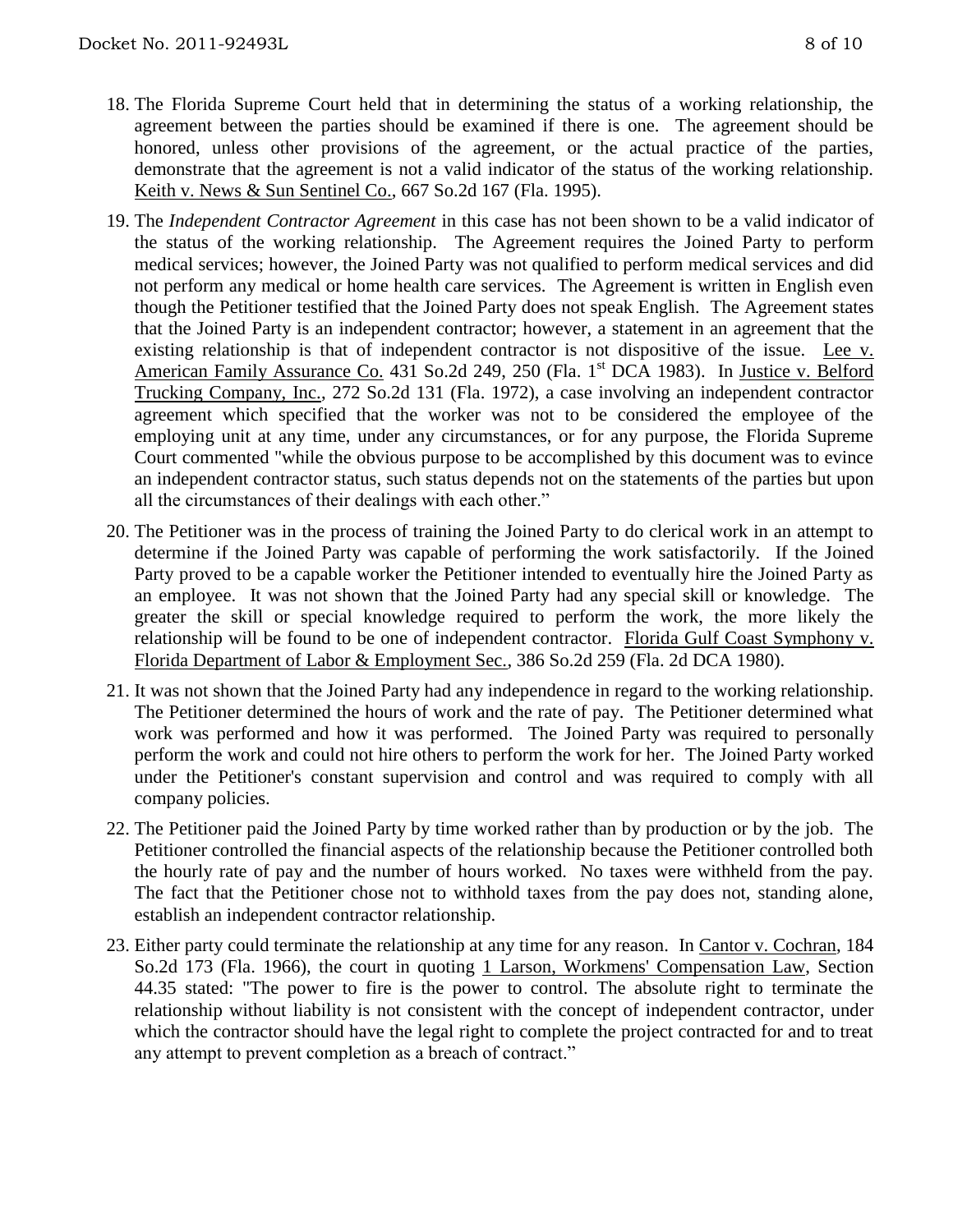18. The Florida Supreme Court held that in determining the status of a working relationship, the agreement between the parties should be examined if there is one. The agreement should be honored, unless other provisions of the agreement, or the actual practice of the parties, demonstrate that the agreement is not a valid indicator of the status of the working relationship. Keith v. News & Sun Sentinel Co., 667 So.2d 167 (Fla. 1995).

19. The *Independent Contractor Agreement* in this case has not been shown to be a valid indicator of the status of the working relationship. The Agreement requires the Joined Party to perform medical services; however, the Joined Party was not qualified to perform medical services and did not perform any medical or home health care services. The Agreement is written in English even though the Petitioner testified that the Joined Party does not speak English. The Agreement states that the Joined Party is an independent contractor; however, a statement in an agreement that the existing relationship is that of independent contractor is not dispositive of the issue. Lee v. American Family Assurance Co. 431 So.2d 249, 250 (Fla. 1st DCA 1983). In Justice v. Belford Trucking Company, Inc., 272 So.2d 131 (Fla. 1972), a case involving an independent contractor agreement which specified that the worker was not to be considered the employee of the employing unit at any time, under any circumstances, or for any purpose, the Florida Supreme Court commented "while the obvious purpose to be accomplished by this document was to evince an independent contractor status, such status depends not on the statements of the parties but upon all the circumstances of their dealings with each other."

20. The Petitioner was in the process of training the Joined Party to do clerical work in an attempt to determine if the Joined Party was capable of performing the work satisfactorily. If the Joined Party proved to be a capable worker the Petitioner intended to eventually hire the Joined Party as an employee. It was not shown that the Joined Party had any special skill or knowledge. The greater the skill or special knowledge required to perform the work, the more likely the relationship will be found to be one of independent contractor. Florida Gulf Coast Symphony v. Florida Department of Labor & Employment Sec., 386 So.2d 259 (Fla. 2d DCA 1980).

21. It was not shown that the Joined Party had any independence in regard to the working relationship. The Petitioner determined the hours of work and the rate of pay. The Petitioner determined what work was performed and how it was performed. The Joined Party was required to personally perform the work and could not hire others to perform the work for her. The Joined Party worked under the Petitioner's constant supervision and control and was required to comply with all company policies.

22. The Petitioner paid the Joined Party by time worked rather than by production or by the job. The Petitioner controlled the financial aspects of the relationship because the Petitioner controlled both the hourly rate of pay and the number of hours worked. No taxes were withheld from the pay. The fact that the Petitioner chose not to withhold taxes from the pay does not, standing alone, establish an independent contractor relationship.

23. Either party could terminate the relationship at any time for any reason. In Cantor v. Cochran, 184 So.2d 173 (Fla. 1966), the court in quoting 1 Larson, Workmens' Compensation Law, Section 44.35 stated: "The power to fire is the power to control. The absolute right to terminate the relationship without liability is not consistent with the concept of independent contractor, under which the contractor should have the legal right to complete the project contracted for and to treat any attempt to prevent completion as a breach of contract."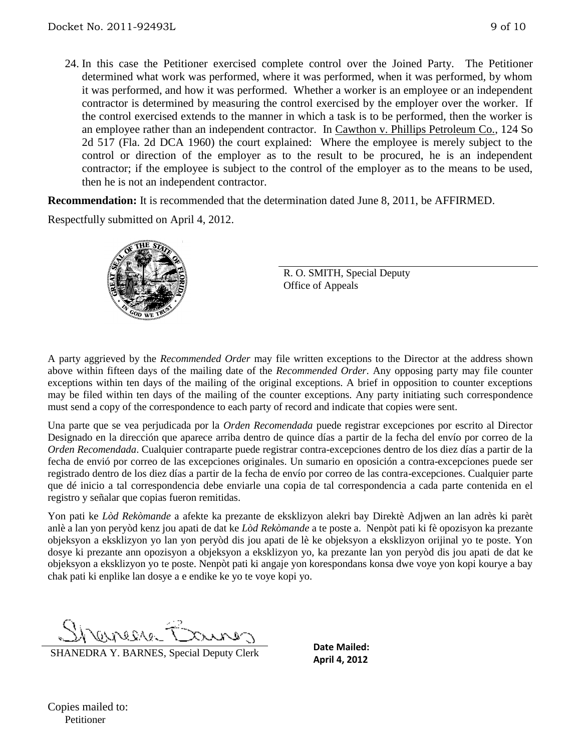24. In this case the Petitioner exercised complete control over the Joined Party. The Petitioner determined what work was performed, where it was performed, when it was performed, by whom it was performed, and how it was performed. Whether a worker is an employee or an independent contractor is determined by measuring the control exercised by the employer over the worker. If the control exercised extends to the manner in which a task is to be performed, then the worker is an employee rather than an independent contractor. In Cawthon v. Phillips Petroleum Co., 124 So 2d 517 (Fla. 2d DCA 1960) the court explained: Where the employee is merely subject to the control or direction of the employer as to the result to be procured, he is an independent contractor; if the employee is subject to the control of the employer as to the means to be used, then he is not an independent contractor.

**Recommendation:** It is recommended that the determination dated June 8, 2011, be AFFIRMED.

Respectfully submitted on April 4, 2012.

R. O. SMITH, Special Deputy
Office of Appeals

A party aggrieved by the *Recommended Order* may file written exceptions to the Director at the address shown above within fifteen days of the mailing date of the *Recommended Order*. Any opposing party may file counter exceptions within ten days of the mailing of the original exceptions. A brief in opposition to counter exceptions may be filed within ten days of the mailing of the counter exceptions. Any party initiating such correspondence must send a copy of the correspondence to each party of record and indicate that copies were sent.

Una parte que se vea perjudicada por la *Orden Recomendada* puede registrar excepciones por escrito al Director Designado en la dirección que aparece arriba dentro de quince días a partir de la fecha del envío por correo de la *Orden Recomendada*. Cualquier contraparte puede registrar contra-excepciones dentro de los diez días a partir de la fecha de envió por correo de las excepciones originales. Un sumario en oposición a contra-excepciones puede ser registrado dentro de los diez días a partir de la fecha de envío por correo de las contra-excepciones. Cualquier parte que dé inicio a tal correspondencia debe enviarle una copia de tal correspondencia a cada parte contenida en el registro y señalar que copias fueron remitidas.

Yon pati ke *Lòd Rekòmande* a afekte ka prezante de eksklizyon alekri bay Direktè Adjwen an lan adrès ki parèt anlè a lan yon peryòd kenz jou apati de dat ke *Lòd Rekòmande* a te poste a. Nenpòt pati ki fè opozisyon ka prezante objeksyon a eksklizyon yo lan yon peryòd dis jou apati de lè ke objeksyon a eksklizyon orijinal yo te poste. Yon dosye ki prezante ann opozisyon a objeksyon a eksklizyon yo, ka prezante lan yon peryòd dis jou apati de dat ke objeksyon a eksklizyon yo te poste. Nenpòt pati ki angaje yon korespondans konsa dwe voye yon kopi kourye a bay chak pati ki enplike lan dosye a e endike ke yo te voye kopi yo.

SHANEDRA Y. BARNES, Special Deputy Clerk

**Date Mailed:**
**April 4, 2012**

Copies mailed to:
Petitioner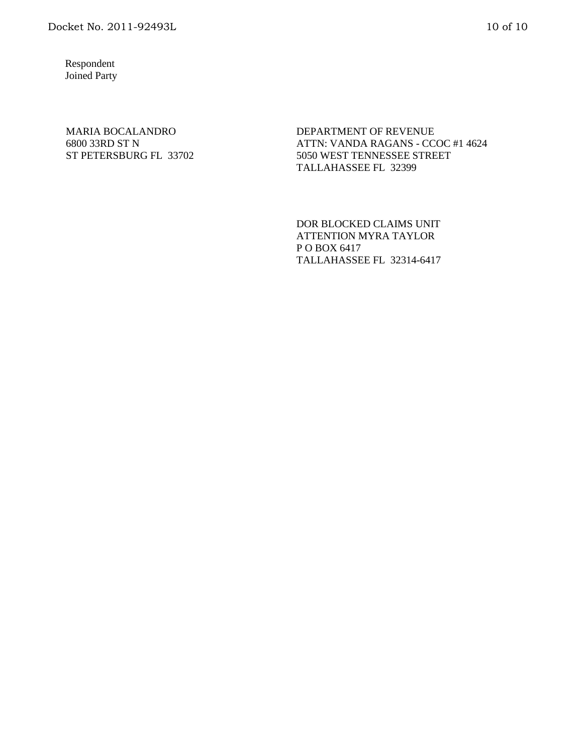Respondent
Joined Party

MARIA BOCALANDRO
6800 33RD ST N
ST PETERSBURG FL 33702

DEPARTMENT OF REVENUE
ATTN: VANDA RAGANS - CCOC #1 4624
5050 WEST TENNESSEE STREET
TALLAHASSEE FL 32399

DOR BLOCKED CLAIMS UNIT
ATTENTION MYRA TAYLOR
P O BOX 6417
TALLAHASSEE FL 32314-6417